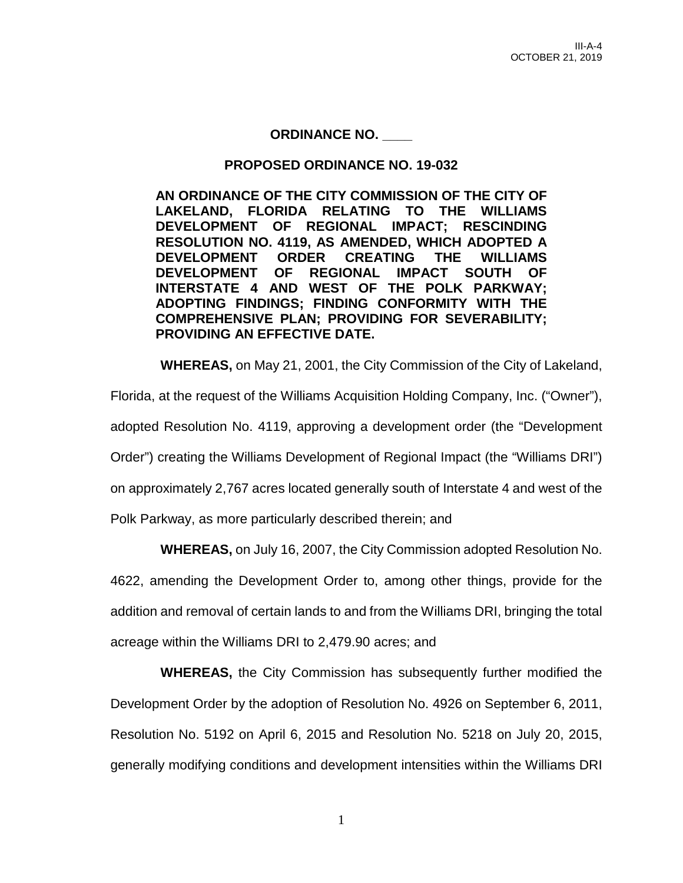**ORDINANCE NO. ____**

**PROPOSED ORDINANCE NO. 19-032**

**AN ORDINANCE OF THE CITY COMMISSION OF THE CITY OF LAKELAND, FLORIDA RELATING TO THE WILLIAMS DEVELOPMENT OF REGIONAL IMPACT; RESCINDING RESOLUTION NO. 4119, AS AMENDED, WHICH ADOPTED A DEVELOPMENT ORDER CREATING THE WILLIAMS DEVELOPMENT OF REGIONAL IMPACT SOUTH OF INTERSTATE 4 AND WEST OF THE POLK PARKWAY; ADOPTING FINDINGS; FINDING CONFORMITY WITH THE COMPREHENSIVE PLAN; PROVIDING FOR SEVERABILITY; PROVIDING AN EFFECTIVE DATE.**

**WHEREAS,** on May 21, 2001, the City Commission of the City of Lakeland, Florida, at the request of the Williams Acquisition Holding Company, Inc. ("Owner"), adopted Resolution No. 4119, approving a development order (the "Development Order") creating the Williams Development of Regional Impact (the "Williams DRI") on approximately 2,767 acres located generally south of Interstate 4 and west of the Polk Parkway, as more particularly described therein; and

**WHEREAS,** on July 16, 2007, the City Commission adopted Resolution No. 4622, amending the Development Order to, among other things, provide for the addition and removal of certain lands to and from the Williams DRI, bringing the total acreage within the Williams DRI to 2,479.90 acres; and

**WHEREAS,** the City Commission has subsequently further modified the Development Order by the adoption of Resolution No. 4926 on September 6, 2011, Resolution No. 5192 on April 6, 2015 and Resolution No. 5218 on July 20, 2015, generally modifying conditions and development intensities within the Williams DRI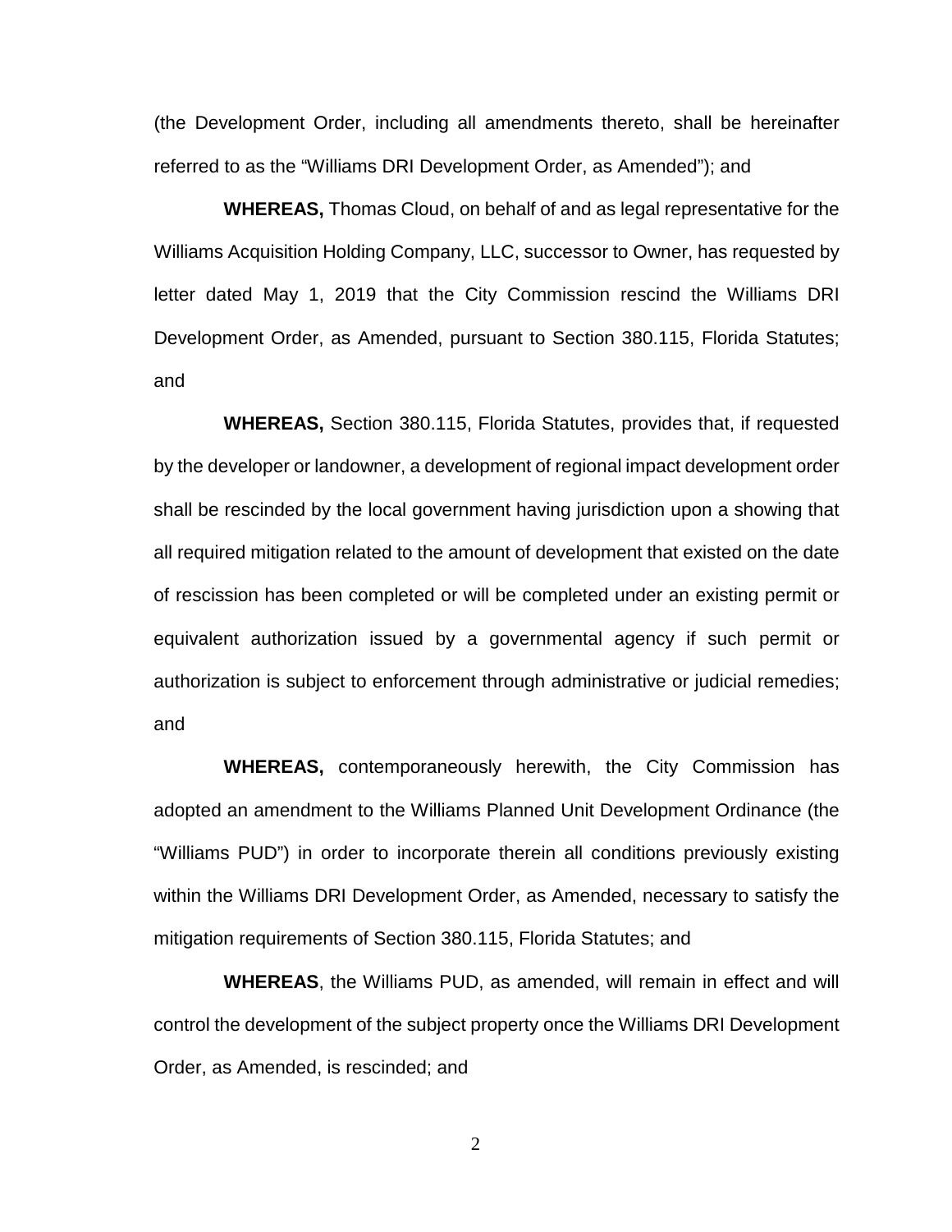(the Development Order, including all amendments thereto, shall be hereinafter referred to as the "Williams DRI Development Order, as Amended"); and

**WHEREAS,** Thomas Cloud, on behalf of and as legal representative for the Williams Acquisition Holding Company, LLC, successor to Owner, has requested by letter dated May 1, 2019 that the City Commission rescind the Williams DRI Development Order, as Amended, pursuant to Section 380.115, Florida Statutes; and

**WHEREAS,** Section 380.115, Florida Statutes, provides that, if requested by the developer or landowner, a development of regional impact development order shall be rescinded by the local government having jurisdiction upon a showing that all required mitigation related to the amount of development that existed on the date of rescission has been completed or will be completed under an existing permit or equivalent authorization issued by a governmental agency if such permit or authorization is subject to enforcement through administrative or judicial remedies; and

**WHEREAS,** contemporaneously herewith, the City Commission has adopted an amendment to the Williams Planned Unit Development Ordinance (the "Williams PUD") in order to incorporate therein all conditions previously existing within the Williams DRI Development Order, as Amended, necessary to satisfy the mitigation requirements of Section 380.115, Florida Statutes; and

**WHEREAS**, the Williams PUD, as amended, will remain in effect and will control the development of the subject property once the Williams DRI Development Order, as Amended, is rescinded; and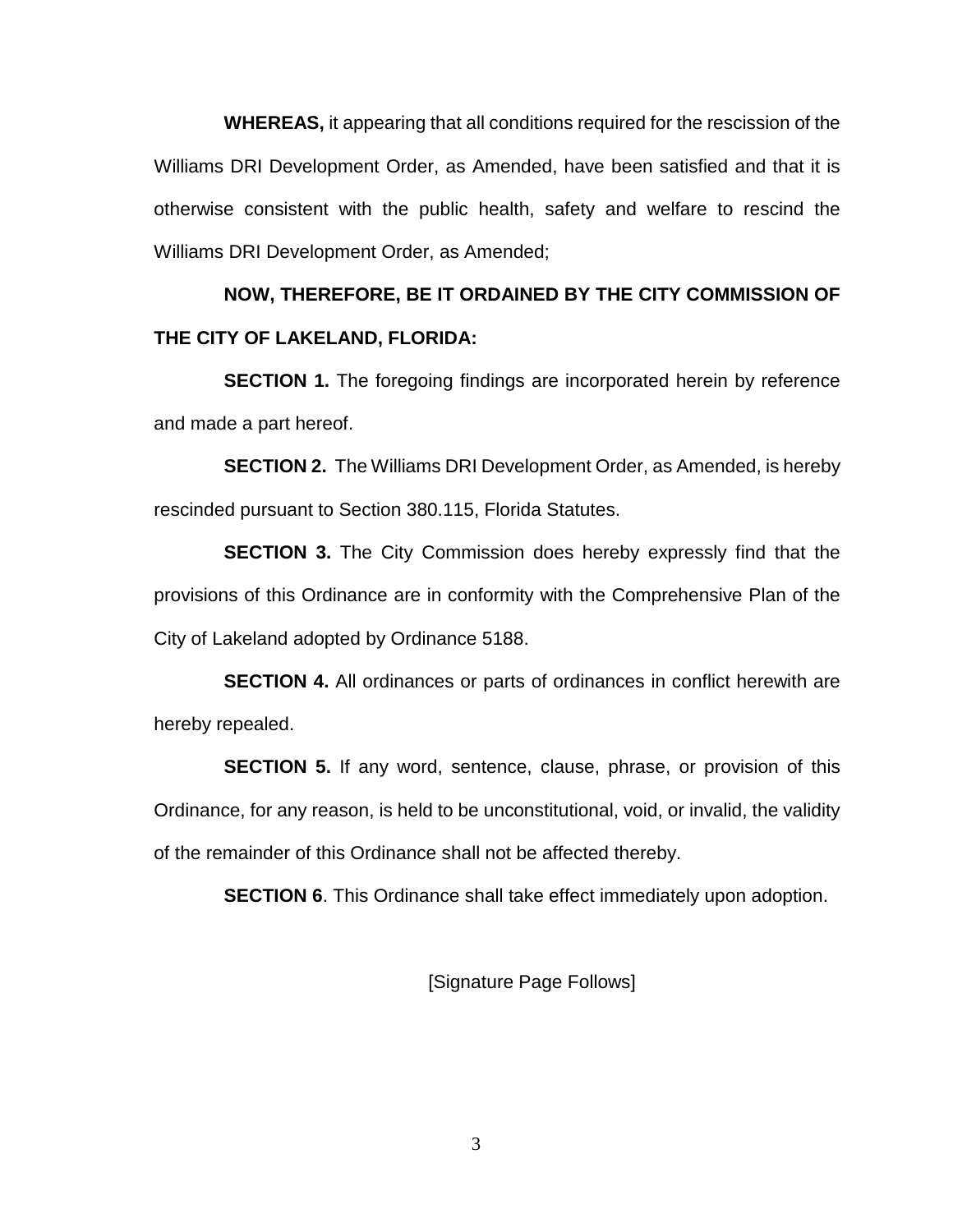**WHEREAS,** it appearing that all conditions required for the rescission of the Williams DRI Development Order, as Amended, have been satisfied and that it is otherwise consistent with the public health, safety and welfare to rescind the Williams DRI Development Order, as Amended;

**NOW, THEREFORE, BE IT ORDAINED BY THE CITY COMMISSION OF THE CITY OF LAKELAND, FLORIDA:**

**SECTION 1.** The foregoing findings are incorporated herein by reference and made a part hereof.

**SECTION 2.** The Williams DRI Development Order, as Amended, is hereby rescinded pursuant to Section 380.115, Florida Statutes.

**SECTION 3.** The City Commission does hereby expressly find that the provisions of this Ordinance are in conformity with the Comprehensive Plan of the City of Lakeland adopted by Ordinance 5188.

**SECTION 4.** All ordinances or parts of ordinances in conflict herewith are hereby repealed.

**SECTION 5.** If any word, sentence, clause, phrase, or provision of this Ordinance, for any reason, is held to be unconstitutional, void, or invalid, the validity of the remainder of this Ordinance shall not be affected thereby.

**SECTION 6**. This Ordinance shall take effect immediately upon adoption.

[Signature Page Follows]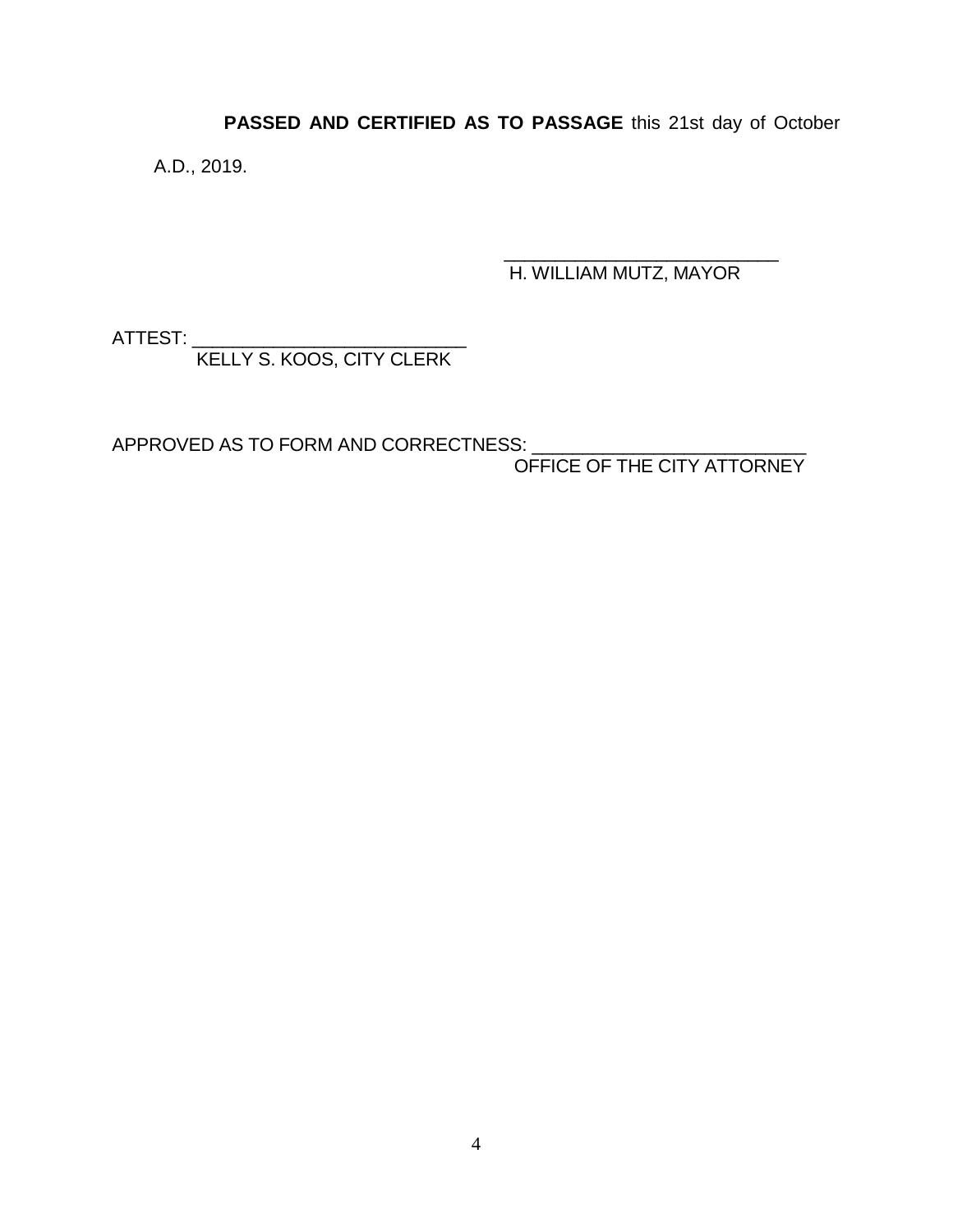**PASSED AND CERTIFIED AS TO PASSAGE** this 21st day of October A.D., 2019.

\_\_\_\_\_\_\_\_\_\_\_\_\_\_\_\_\_\_\_\_\_\_\_\_\_\_\_\_
H. WILLIAM MUTZ, MAYOR

ATTEST: \_\_\_\_\_\_\_\_\_\_\_\_\_\_\_\_\_\_\_\_\_\_\_\_\_\_\_\_
KELLY S. KOOS, CITY CLERK

APPROVED AS TO FORM AND CORRECTNESS: \_\_\_\_\_\_\_\_\_\_\_\_\_\_\_\_\_\_\_\_\_\_\_\_\_\_\_\_
OFFICE OF THE CITY ATTORNEY